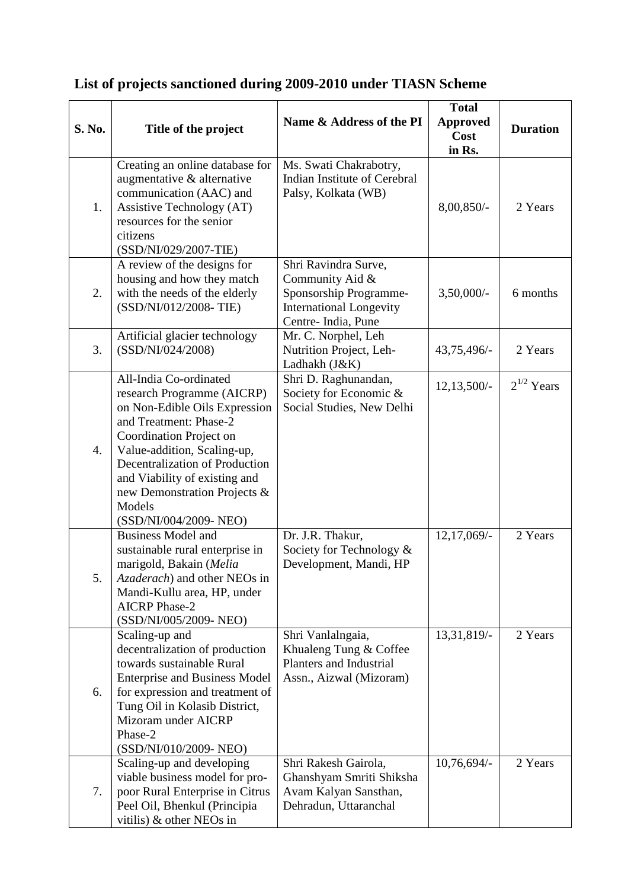## List of projects sanctioned during 2009-2010 under TIASN Scheme

| S. No. | Title of the project | Name & Address of the PI | Total Approved Cost in Rs. | Duration |
|---|---|---|---|---|
| 1. | Creating an online database for augmentative & alternative communication (AAC) and Assistive Technology (AT) resources for the senior citizens (SSD/NI/029/2007-TIE) | Ms. Swati Chakrabotry, Indian Institute of Cerebral Palsy, Kolkata (WB) | 8,00,850/- | 2 Years |
| 2. | A review of the designs for housing and how they match with the needs of the elderly (SSD/NI/012/2008- TIE) | Shri Ravindra Surve, Community Aid & Sponsorship Programme- International Longevity Centre- India, Pune | 3,50,000/- | 6 months |
| 3. | Artificial glacier technology (SSD/NI/024/2008) | Mr. C. Norphel, Leh Nutrition Project, Leh-Ladhakh (J&K) | 43,75,496/- | 2 Years |
| 4. | All-India Co-ordinated research Programme (AICRP) on Non-Edible Oils Expression and Treatment: Phase-2 Coordination Project on Value-addition, Scaling-up, Decentralization of Production and Viability of existing and new Demonstration Projects & Models (SSD/NI/004/2009- NEO) | Shri D. Raghunandan, Society for Economic & Social Studies, New Delhi | 12,13,500/- | $2^{1/2}$ Years |
| 5. | Business Model and sustainable rural enterprise in marigold, Bakain (*Melia Azaderach*) and other NEOs in Mandi-Kullu area, HP, under AICRP Phase-2 (SSD/NI/005/2009- NEO) | Dr. J.R. Thakur, Society for Technology & Development, Mandi, HP | 12,17,069/- | 2 Years |
| 6. | Scaling-up and decentralization of production towards sustainable Rural Enterprise and Business Model for expression and treatment of Tung Oil in Kolasib District, Mizoram under AICRP Phase-2 (SSD/NI/010/2009- NEO) | Shri Vanlalngaia, Khualeng Tung & Coffee Planters and Industrial Assn., Aizwal (Mizoram) | 13,31,819/- | 2 Years |
| 7. | Scaling-up and developing viable business model for pro-poor Rural Enterprise in Citrus Peel Oil, Bhenkul (Principia vitilis) & other NEOs in | Shri Rakesh Gairola, Ghanshyam Smriti Shiksha Avam Kalyan Sansthan, Dehradun, Uttaranchal | 10,76,694/- | 2 Years |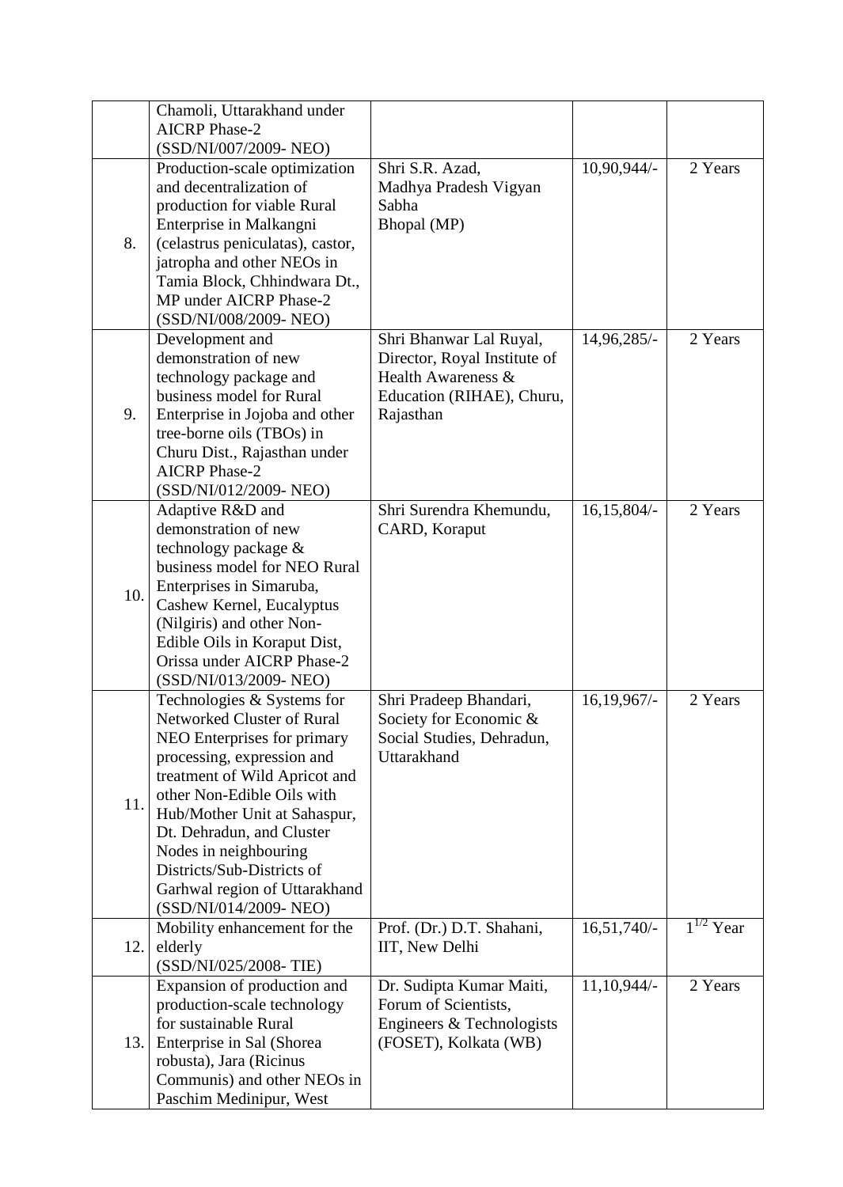| | | | | |
|---|---|---|---|---|
| | Chamoli, Uttarakhand under AICRP Phase-2 (SSD/NI/007/2009- NEO) | | | |
| 8. | Production-scale optimization and decentralization of production for viable Rural Enterprise in Malkangni (celastrus peniculatas), castor, jatropha and other NEOs in Tamia Block, Chhindwara Dt., MP under AICRP Phase-2 (SSD/NI/008/2009- NEO) | Shri S.R. Azad, Madhya Pradesh Vigyan Sabha Bhopal (MP) | 10,90,944/- | 2 Years |
| 9. | Development and demonstration of new technology package and business model for Rural Enterprise in Jojoba and other tree-borne oils (TBOs) in Churu Dist., Rajasthan under AICRP Phase-2 (SSD/NI/012/2009- NEO) | Shri Bhanwar Lal Ruyal, Director, Royal Institute of Health Awareness & Education (RIHAE), Churu, Rajasthan | 14,96,285/- | 2 Years |
| 10. | Adaptive R&D and demonstration of new technology package & business model for NEO Rural Enterprises in Simaruba, Cashew Kernel, Eucalyptus (Nilgiris) and other Non-Edible Oils in Koraput Dist, Orissa under AICRP Phase-2 (SSD/NI/013/2009- NEO) | Shri Surendra Khemundu, CARD, Koraput | 16,15,804/- | 2 Years |
| 11. | Technologies & Systems for Networked Cluster of Rural NEO Enterprises for primary processing, expression and treatment of Wild Apricot and other Non-Edible Oils with Hub/Mother Unit at Sahaspur, Dt. Dehradun, and Cluster Nodes in neighbouring Districts/Sub-Districts of Garhwal region of Uttarakhand (SSD/NI/014/2009- NEO) | Shri Pradeep Bhandari, Society for Economic & Social Studies, Dehradun, Uttarakhand | 16,19,967/- | 2 Years |
| 12. | Mobility enhancement for the elderly (SSD/NI/025/2008- TIE) | Prof. (Dr.) D.T. Shahani, IIT, New Delhi | 16,51,740/- | $1^{1/2}$ Year |
| 13. | Expansion of production and production-scale technology for sustainable Rural Enterprise in Sal (Shorea robusta), Jara (Ricinus Communis) and other NEOs in Paschim Medinipur, West | Dr. Sudipta Kumar Maiti, Forum of Scientists, Engineers & Technologists (FOSET), Kolkata (WB) | 11,10,944/- | 2 Years |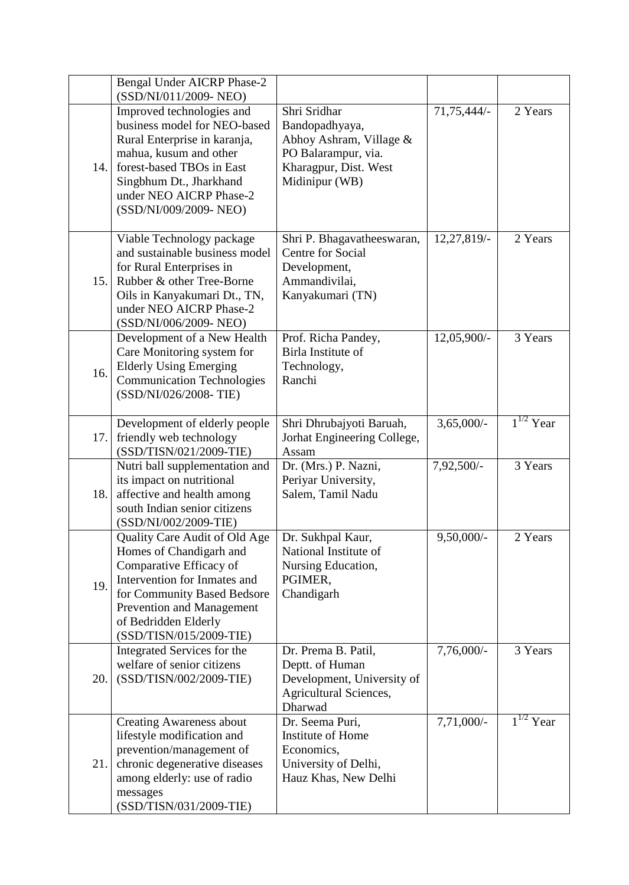| | | | | |
|---|---|---|---|---|
| | Bengal Under AICRP Phase-2 (SSD/NI/011/2009- NEO) | | | |
| 14. | Improved technologies and business model for NEO-based Rural Enterprise in karanja, mahua, kusum and other forest-based TBOs in East Singbhum Dt., Jharkhand under NEO AICRP Phase-2 (SSD/NI/009/2009- NEO) | Shri Sridhar Bandopadhyaya, Abhoy Ashram, Village & PO Balarampur, via. Kharagpur, Dist. West Midinipur (WB) | 71,75,444/- | 2 Years |
| 15. | Viable Technology package and sustainable business model for Rural Enterprises in Rubber & other Tree-Borne Oils in Kanyakumari Dt., TN, under NEO AICRP Phase-2 (SSD/NI/006/2009- NEO) | Shri P. Bhagavatheeswaran, Centre for Social Development, Ammandivilai, Kanyakumari (TN) | 12,27,819/- | 2 Years |
| 16. | Development of a New Health Care Monitoring system for the Elderly Using Emerging Communication Technologies (SSD/NI/026/2008- TIE) | Prof. Richa Pandey, Birla Institute of Technology, Ranchi | 12,05,900/- | 3 Years |
| 17. | Development of elderly people friendly web technology (SSD/TISN/021/2009-TIE) | Shri Dhrubajyoti Baruah, Jorhat Engineering College, Assam | 3,65,000/- | $1^{1/2}$ Year |
| 18. | Nutri ball supplementation and its impact on nutritional affective and health among south Indian senior citizens (SSD/NI/002/2009-TIE) | Dr. (Mrs.) P. Nazni, Periyar University, Salem, Tamil Nadu | 7,92,500/- | 3 Years |
| 19. | Quality Care Audit of Old Age Homes of Chandigarh and Comparative Efficacy of Intervention for Inmates and for Community Based Bedsore Prevention and Management of Bedridden Elderly (SSD/TISN/015/2009-TIE) | Dr. Sukhpal Kaur, National Institute of Nursing Education, PGIMER, Chandigarh | 9,50,000/- | 2 Years |
| 20. | Integrated Services for the welfare of senior citizens (SSD/TISN/002/2009-TIE) | Dr. Prema B. Patil, Deptt. of Human Development, University of Agricultural Sciences, Dharwad | 7,76,000/- | 3 Years |
| 21. | Creating Awareness about lifestyle modification and prevention/management of chronic degenerative diseases among elderly: use of radio messages (SSD/TISN/031/2009-TIE) | Dr. Seema Puri, Institute of Home Economics, University of Delhi, Hauz Khas, New Delhi | 7,71,000/- | $1^{1/2}$ Year |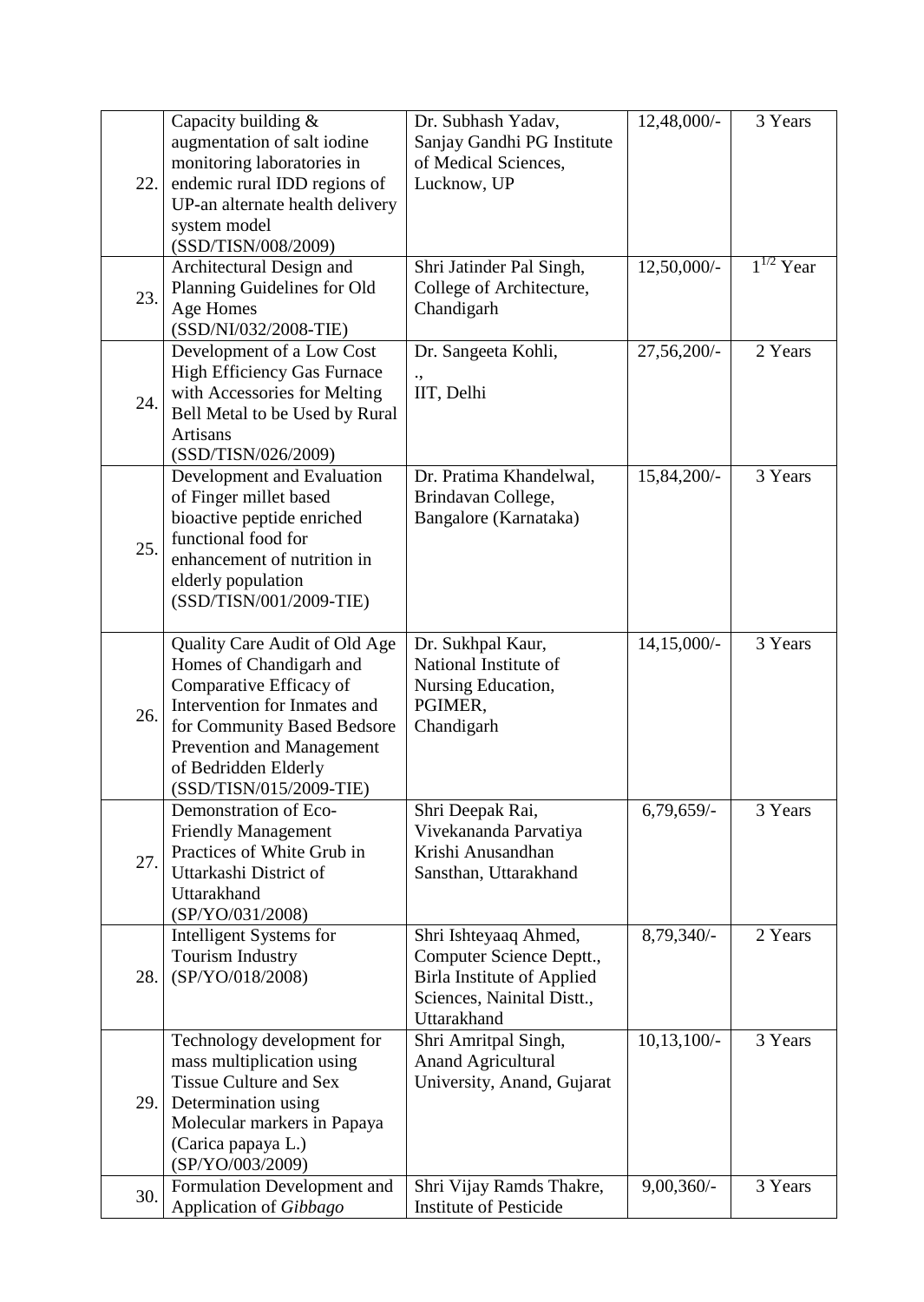| 22. | Capacity building & augmentation of salt iodine monitoring laboratories in endemic rural IDD regions of UP-an alternate health delivery system model (SSD/TISN/008/2009) | Dr. Subhash Yadav, Sanjay Gandhi PG Institute of Medical Sciences, Lucknow, UP | 12,48,000/- | 3 Years |
|---|---|---|---|---|
| 23. | Architectural Design and Planning Guidelines for Old Age Homes (SSD/NI/032/2008-TIE) | Shri Jatinder Pal Singh, College of Architecture, Chandigarh | 12,50,000/- | $1^{1/2}$ Year |
| 24. | Development of a Low Cost High Efficiency Gas Furnace with Accessories for Melting Bell Metal to be Used by Rural Artisans (SSD/TISN/026/2009) | Dr. Sangeeta Kohli, ., IIT, Delhi | 27,56,200/- | 2 Years |
| 25. | Development and Evaluation of Finger millet based bioactive peptide enriched functional food for enhancement of nutrition in elderly population (SSD/TISN/001/2009-TIE) | Dr. Pratima Khandelwal, Brindavan College, Bangalore (Karnataka) | 15,84,200/- | 3 Years |
| 26. | Quality Care Audit of Old Age Homes of Chandigarh and Comparative Efficacy of Intervention for Inmates and for Community Based Bedsore Prevention and Management of Bedridden Elderly (SSD/TISN/015/2009-TIE) | Dr. Sukhpal Kaur, National Institute of Nursing Education, PGIMER, Chandigarh | 14,15,000/- | 3 Years |
| 27. | Demonstration of Eco-Friendly Management Practices of White Grub in Uttarkashi District of Uttarakhand (SP/YO/031/2008) | Shri Deepak Rai, Vivekananda Parvatiya Krishi Anusandhan Sansthan, Uttarakhand | 6,79,659/- | 3 Years |
| 28. | Intelligent Systems for Tourism Industry (SP/YO/018/2008) | Shri Ishteyaaq Ahmed, Computer Science Deptt., Birla Institute of Applied Sciences, Nainital Distt., Uttarakhand | 8,79,340/- | 2 Years |
| 29. | Technology development for mass multiplication using Tissue Culture and Sex Determination using Molecular markers in Papaya (Carica papaya L.) (SP/YO/003/2009) | Shri Amritpal Singh, Anand Agricultural University, Anand, Gujarat | 10,13,100/- | 3 Years |
| 30. | Formulation Development and Application of *Gibbago* | Shri Vijay Ramds Thakre, Institute of Pesticide | 9,00,360/- | 3 Years |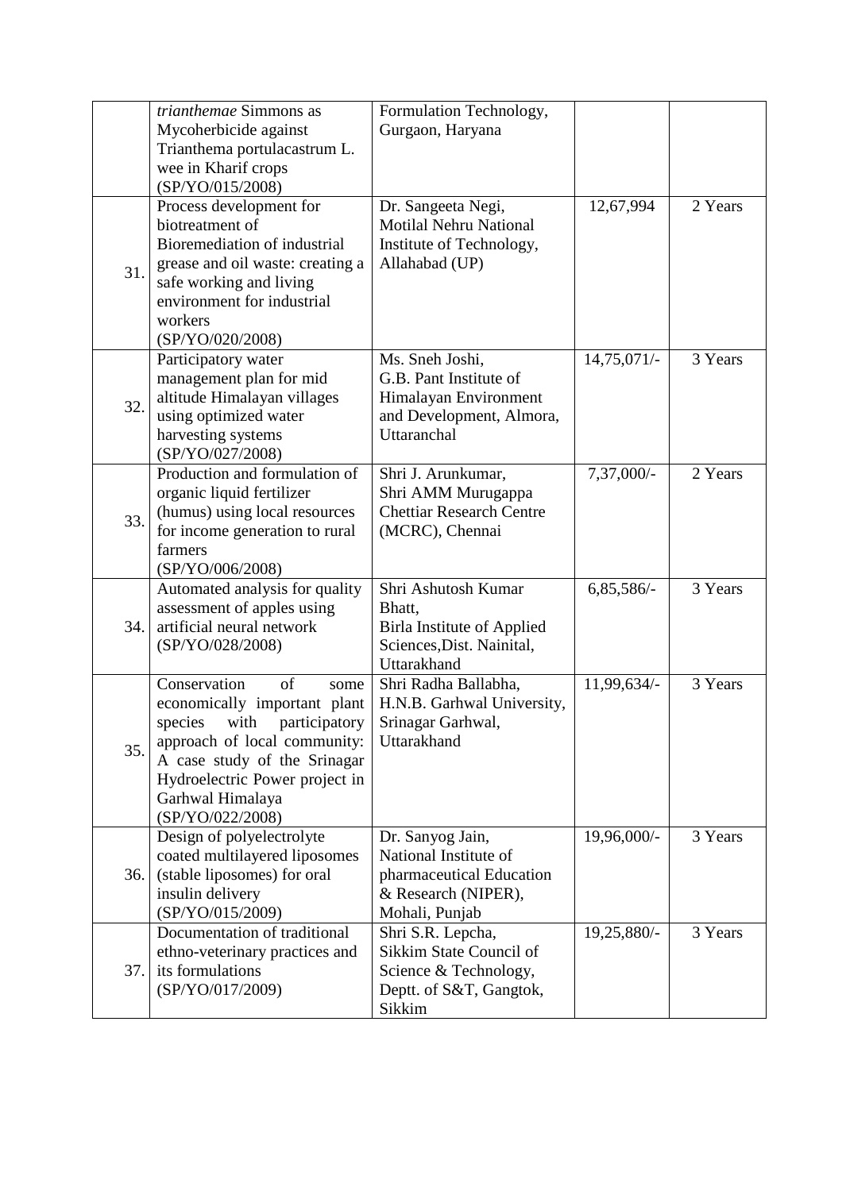| | | | | |
|---|---|---|---|---|
| | *trianthemae* Simmons as Mycoherbicide against Trianthema portulacastrum L. wee in Kharif crops (SP/YO/015/2008) | Formulation Technology, Gurgaon, Haryana | | |
| 31. | Process development for biotreatment of Bioremediation of industrial grease and oil waste: creating a safe working and living environment for industrial workers (SP/YO/020/2008) | Dr. Sangeeta Negi, Motilal Nehru National Institute of Technology, Allahabad (UP) | 12,67,994 | 2 Years |
| 32. | Participatory water management plan for mid altitude Himalayan villages using optimized water harvesting systems (SP/YO/027/2008) | Ms. Sneh Joshi, G.B. Pant Institute of Himalayan Environment and Development, Almora, Uttaranchal | 14,75,071/- | 3 Years |
| 33. | Production and formulation of organic liquid fertilizer (humus) using local resources for income generation to rural farmers (SP/YO/006/2008) | Shri J. Arunkumar, Shri AMM Murugappa Chettiar Research Centre (MCRC), Chennai | 7,37,000/- | 2 Years |
| 34. | Automated analysis for quality assessment of apples using artificial neural network (SP/YO/028/2008) | Shri Ashutosh Kumar Bhatt, Birla Institute of Applied Sciences,Dist. Nainital, Uttarakhand | 6,85,586/- | 3 Years |
| 35. | Conservation of some economically important plant species with participatory approach of local community: A case study of the Srinagar Hydroelectric Power project in Garhwal Himalaya (SP/YO/022/2008) | Shri Radha Ballabha, H.N.B. Garhwal University, Srinagar Garhwal, Uttarakhand | 11,99,634/- | 3 Years |
| 36. | Design of polyelectrolyte coated multilayered liposomes (stable liposomes) for oral insulin delivery (SP/YO/015/2009) | Dr. Sanyog Jain, National Institute of pharmaceutical Education & Research (NIPER), Mohali, Punjab | 19,96,000/- | 3 Years |
| 37. | Documentation of traditional ethno-veterinary practices and its formulations (SP/YO/017/2009) | Shri S.R. Lepcha, Sikkim State Council of Science & Technology, Deptt. of S&T, Gangtok, Sikkim | 19,25,880/- | 3 Years |